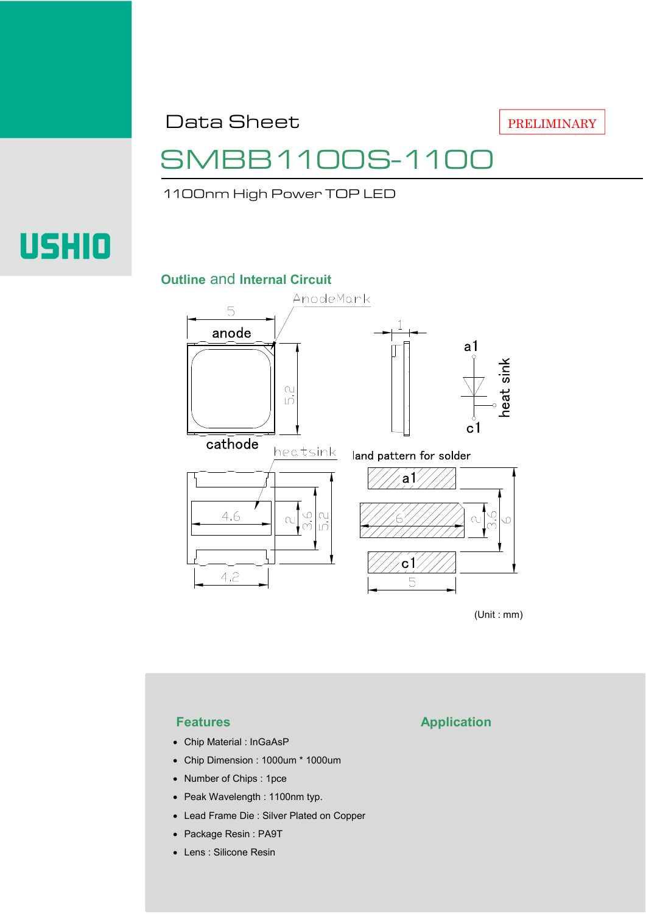PRELIMINARY

# Data Sheet

# SMBB1100S-1100

1100nm High Power TOP LED

USHIO

## Outline and Internal Circuit

(Unit : mm)

## Features

- Chip Material : InGaAsP
- Chip Dimension : 1000um * 1000um
- Number of Chips : 1pce
- Peak Wavelength : 1100nm typ.
- Lead Frame Die : Silver Plated on Copper
- Package Resin : PA9T
- Lens : Silicone Resin

## Application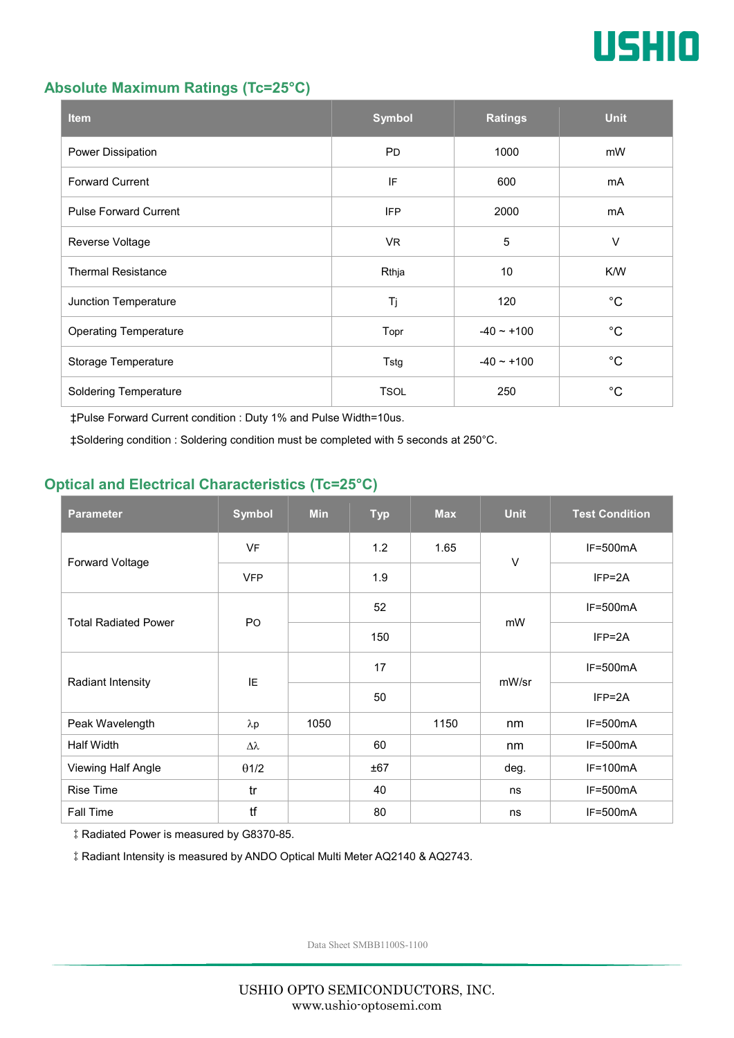## Absolute Maximum Ratings (Tc=25°C)

| Item | Symbol | Ratings | Unit |
|---|---|---|---|
| Power Dissipation | PD | 1000 | mW |
| Forward Current | IF | 600 | mA |
| Pulse Forward Current | IFP | 2000 | mA |
| Reverse Voltage | VR | 5 | V |
| Thermal Resistance | Rthja | 10 | K/W |
| Junction Temperature | Tj | 120 | °C |
| Operating Temperature | Topr | -40 ~ +100 | °C |
| Storage Temperature | Tstg | -40 ~ +100 | °C |
| Soldering Temperature | TSOL | 250 | °C |

‡Pulse Forward Current condition : Duty 1% and Pulse Width=10us.

‡Soldering condition : Soldering condition must be completed with 5 seconds at 250°C.

## Optical and Electrical Characteristics (Tc=25°C)

| Parameter | Symbol | Min | Typ | Max | Unit | Test Condition |
|---|---|---|---|---|---|---|
| Forward Voltage | VF | | 1.2 | 1.65 | V | IF=500mA |
| | VFP | | 1.9 | | | IFP=2A |
| Total Radiated Power | PO | | 52 | | mW | IF=500mA |
| | | | 150 | | | IFP=2A |
| Radiant Intensity | IE | | 17 | | mW/sr | IF=500mA |
| | | | 50 | | | IFP=2A |
| Peak Wavelength | λp | 1050 | | 1150 | nm | IF=500mA |
| Half Width | Δλ | | 60 | | nm | IF=500mA |
| Viewing Half Angle | θ1/2 | | ±67 | | deg. | IF=100mA |
| Rise Time | tr | | 40 | | ns | IF=500mA |
| Fall Time | tf | | 80 | | ns | IF=500mA |

‡ Radiated Power is measured by G8370-85.

‡ Radiant Intensity is measured by ANDO Optical Multi Meter AQ2140 & AQ2743.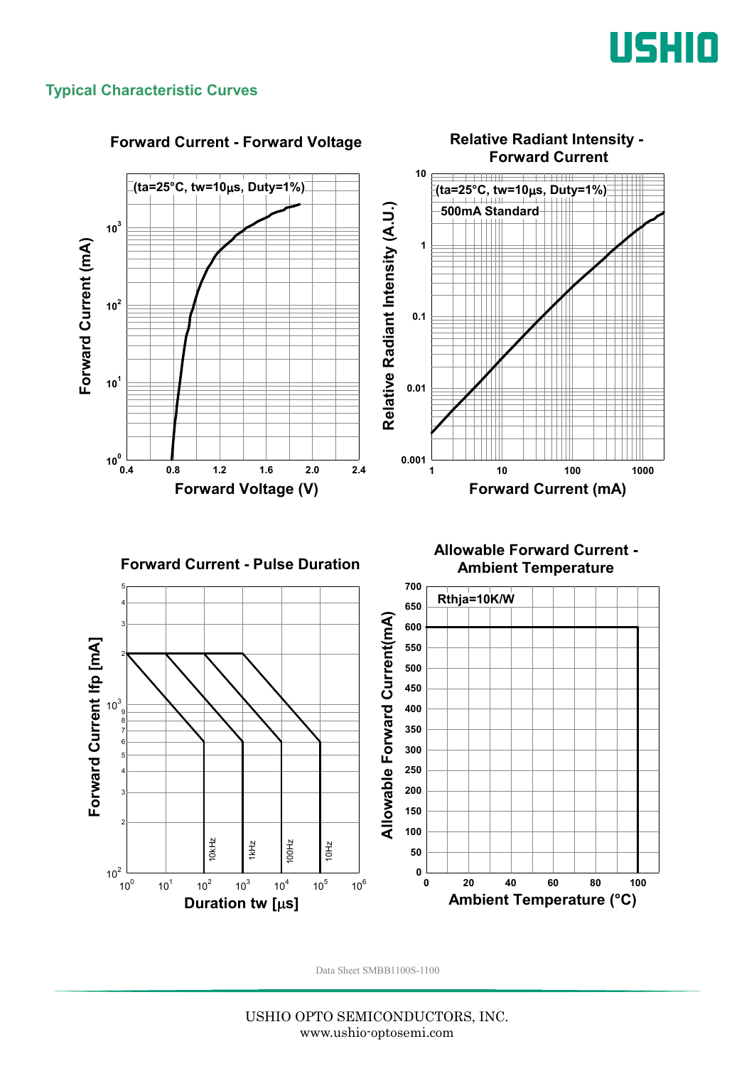## Typical Characteristic Curves

**Forward Current - Forward Voltage**

(ta=25°C, tw=10μs, Duty=1%)

Forward Current (mA) vs. Forward Voltage (V)

**Relative Radiant Intensity - Forward Current**

(ta=25°C, tw=10μs, Duty=1%)

500mA Standard

Relative Radiant Intensity (A.U.) vs. Forward Current (mA)

**Forward Current - Pulse Duration**

Forward Current Ifp [mA] vs. Duration tw [μs]

10kHz, 1kHz, 100Hz, 10Hz

**Allowable Forward Current - Ambient Temperature**

Rthja=10K/W

Allowable Forward Current(mA) vs. Ambient Temperature (°C)

Data Sheet SMBB1100S-1100

USHIO OPTO SEMICONDUCTORS, INC.
www.ushio-optosemi.com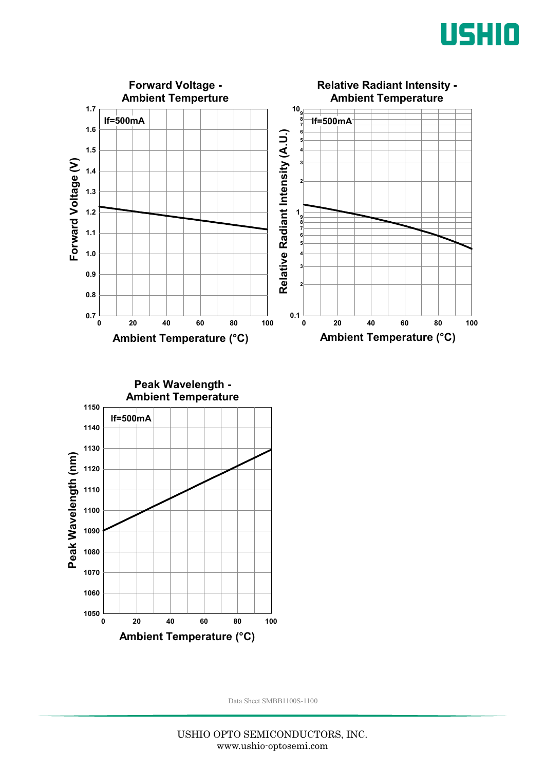**Forward Voltage - Ambient Temperture**

If=500mA

Forward Voltage (V) vs. Ambient Temperature (°C)

**Relative Radiant Intensity - Ambient Temperature**

If=500mA

Relative Radiant Intensity (A.U.) vs. Ambient Temperature (°C)

**Peak Wavelength - Ambient Temperature**

If=500mA

Peak Wavelength (nm) vs. Ambient Temperature (°C)

Data Sheet SMBB1100S-1100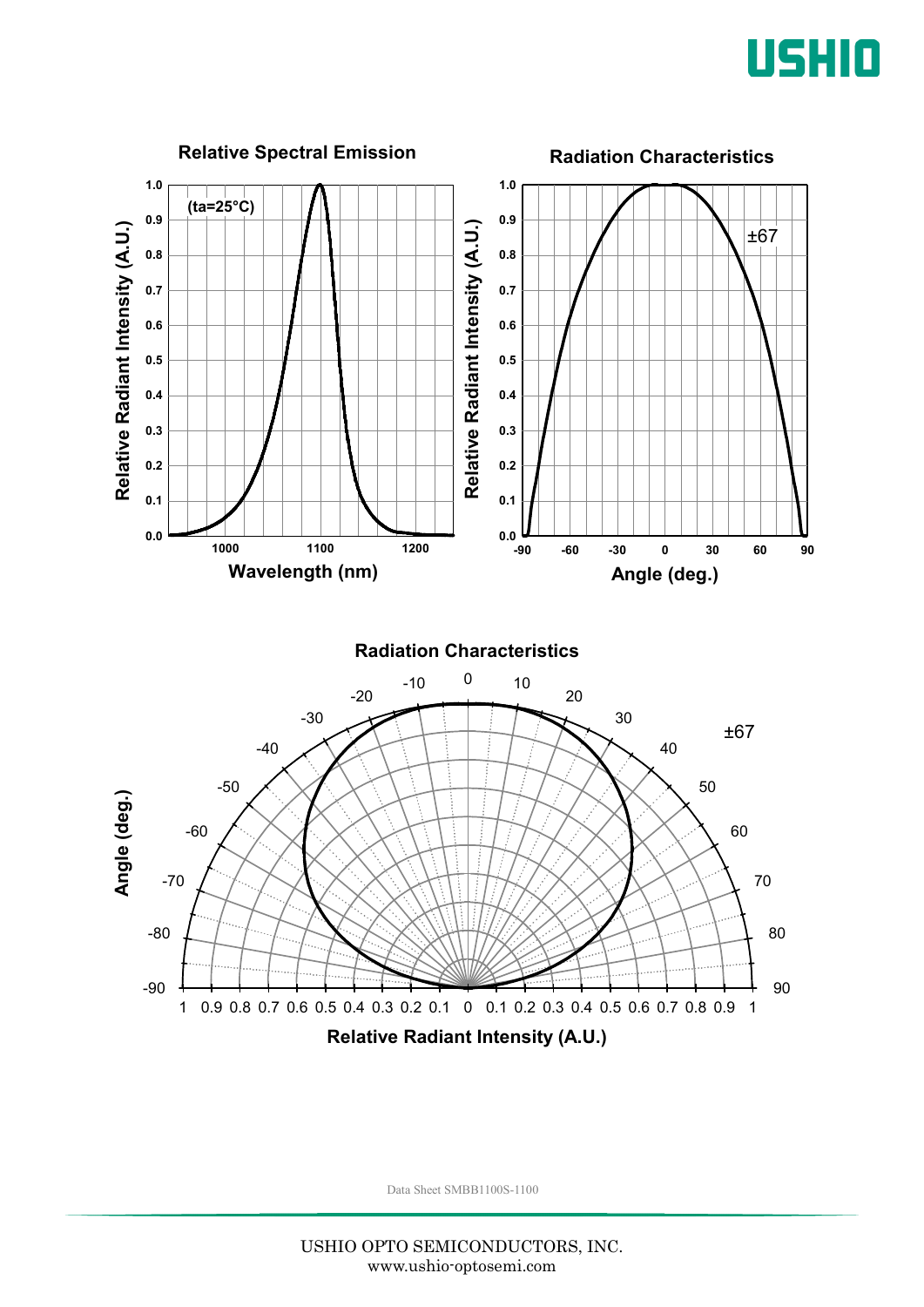## Relative Spectral Emission

(ta=25°C)

Relative Radiant Intensity (A.U.)

Wavelength (nm)

## Radiation Characteristics

±67

Relative Radiant Intensity (A.U.)

Angle (deg.)

## Radiation Characteristics

±67

Angle (deg.)

Relative Radiant Intensity (A.U.)

Data Sheet SMBB1100S-1100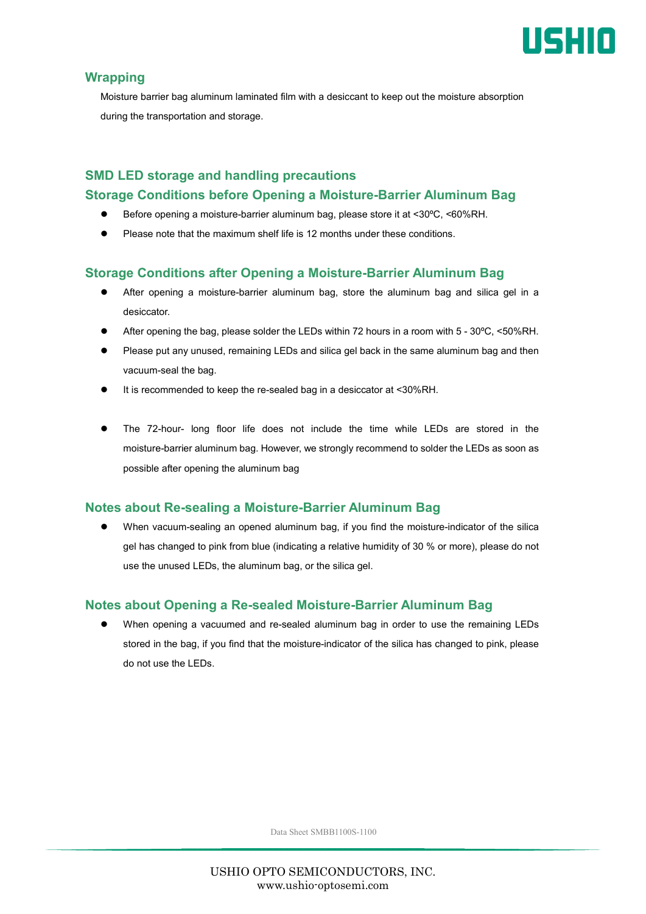## Wrapping

Moisture barrier bag aluminum laminated film with a desiccant to keep out the moisture absorption during the transportation and storage.

## SMD LED storage and handling precautions

### Storage Conditions before Opening a Moisture-Barrier Aluminum Bag

- Before opening a moisture-barrier aluminum bag, please store it at <30ºC, <60%RH.
- Please note that the maximum shelf life is 12 months under these conditions.

### Storage Conditions after Opening a Moisture-Barrier Aluminum Bag

- After opening a moisture-barrier aluminum bag, store the aluminum bag and silica gel in a desiccator.
- After opening the bag, please solder the LEDs within 72 hours in a room with 5 - 30ºC, <50%RH.
- Please put any unused, remaining LEDs and silica gel back in the same aluminum bag and then vacuum-seal the bag.
- It is recommended to keep the re-sealed bag in a desiccator at <30%RH.

- The 72-hour- long floor life does not include the time while LEDs are stored in the moisture-barrier aluminum bag. However, we strongly recommend to solder the LEDs as soon as possible after opening the aluminum bag

### Notes about Re-sealing a Moisture-Barrier Aluminum Bag

- When vacuum-sealing an opened aluminum bag, if you find the moisture-indicator of the silica gel has changed to pink from blue (indicating a relative humidity of 30 % or more), please do not use the unused LEDs, the aluminum bag, or the silica gel.

### Notes about Opening a Re-sealed Moisture-Barrier Aluminum Bag

- When opening a vacuumed and re-sealed aluminum bag in order to use the remaining LEDs stored in the bag, if you find that the moisture-indicator of the silica has changed to pink, please do not use the LEDs.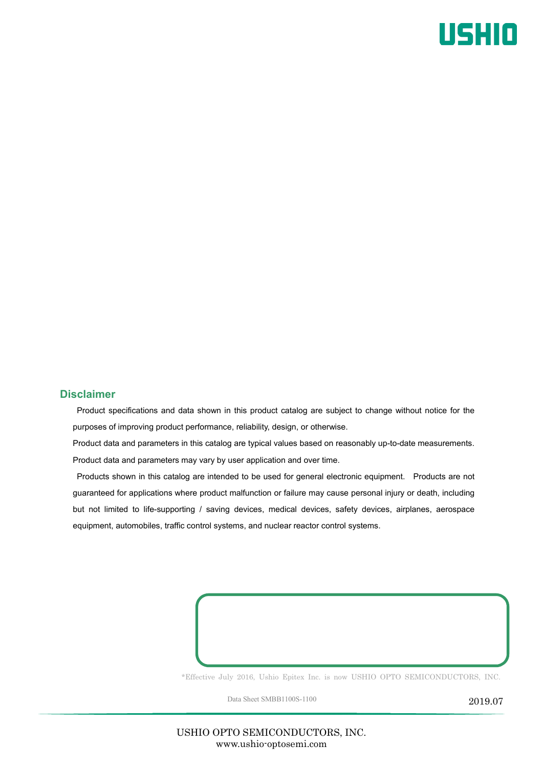## Disclaimer

Product specifications and data shown in this product catalog are subject to change without notice for the purposes of improving product performance, reliability, design, or otherwise.

Product data and parameters in this catalog are typical values based on reasonably up-to-date measurements. Product data and parameters may vary by user application and over time.

Products shown in this catalog are intended to be used for general electronic equipment. Products are not guaranteed for applications where product malfunction or failure may cause personal injury or death, including but not limited to life-supporting / saving devices, medical devices, safety devices, airplanes, aerospace equipment, automobiles, traffic control systems, and nuclear reactor control systems.

*Effective July 2016, Ushio Epitex Inc. is now USHIO OPTO SEMICONDUCTORS, INC.

Data Sheet SMBB1100S-1100

2019.07

USHIO OPTO SEMICONDUCTORS, INC.
www.ushio-optosemi.com